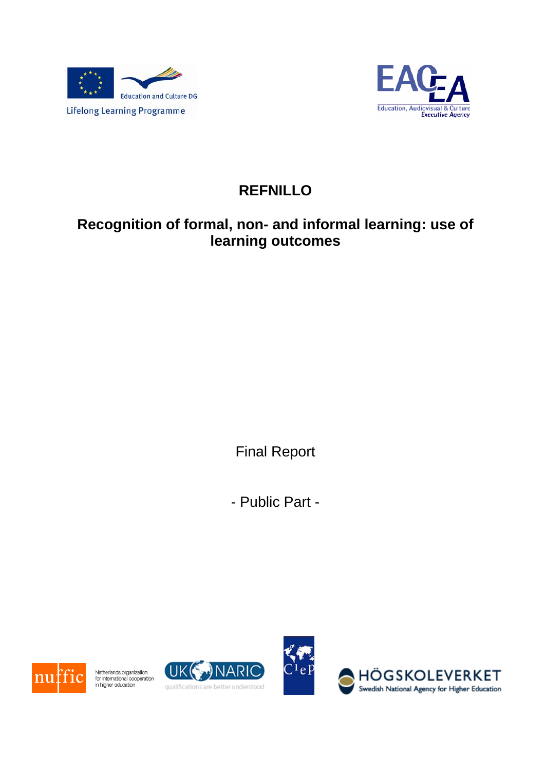# REFNILLO

## Recognition of formal, non- and informal learning: use of learning outcomes

Final Report

- Public Part -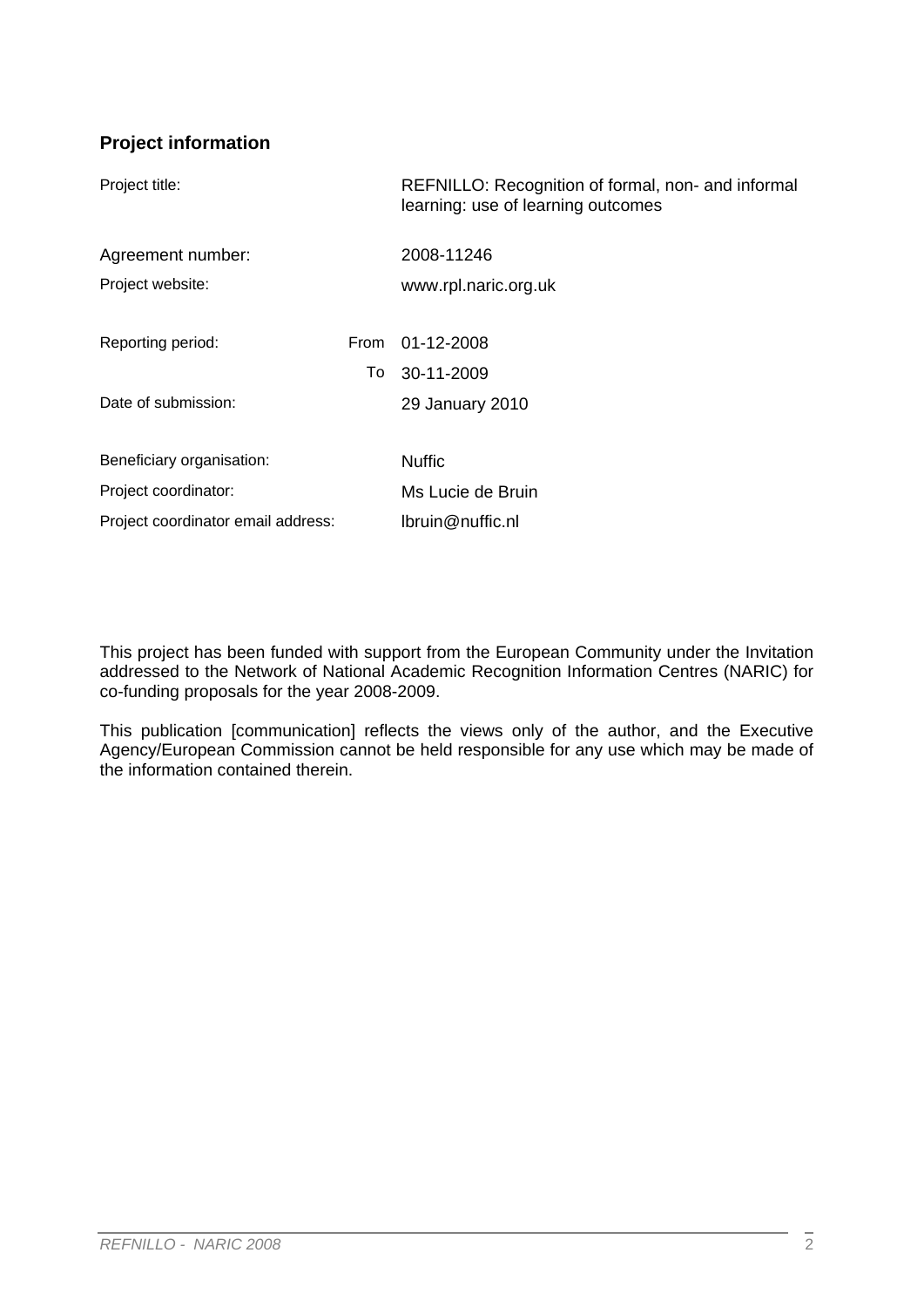## Project information

| | | |
|---|---|---|
| Project title: | | REFNILLO: Recognition of formal, non- and informal learning: use of learning outcomes |
| Agreement number: | | 2008-11246 |
| Project website: | | www.rpl.naric.org.uk |
| Reporting period: | From | 01-12-2008 |
| | To | 30-11-2009 |
| Date of submission: | | 29 January 2010 |
| Beneficiary organisation: | | Nuffic |
| Project coordinator: | | Ms Lucie de Bruin |
| Project coordinator email address: | | lbruin@nuffic.nl |

This project has been funded with support from the European Community under the Invitation addressed to the Network of National Academic Recognition Information Centres (NARIC) for co-funding proposals for the year 2008-2009.

This publication [communication] reflects the views only of the author, and the Executive Agency/European Commission cannot be held responsible for any use which may be made of the information contained therein.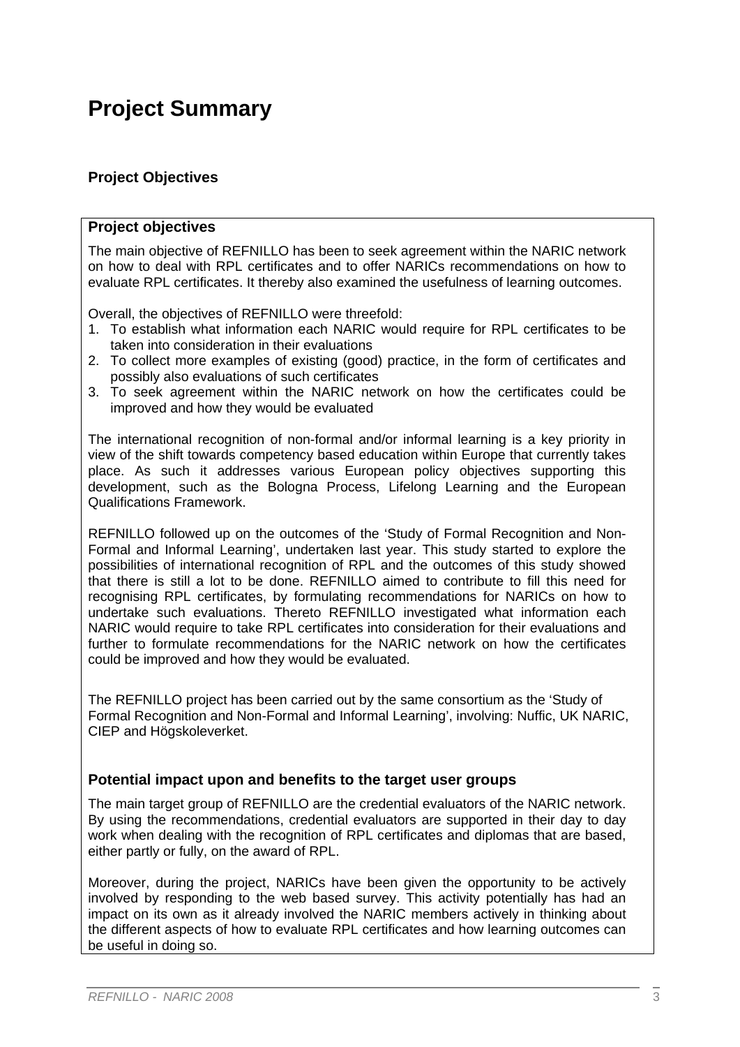# Project Summary

## Project Objectives

### Project objectives

The main objective of REFNILLO has been to seek agreement within the NARIC network on how to deal with RPL certificates and to offer NARICs recommendations on how to evaluate RPL certificates. It thereby also examined the usefulness of learning outcomes.

Overall, the objectives of REFNILLO were threefold:

1. To establish what information each NARIC would require for RPL certificates to be taken into consideration in their evaluations
2. To collect more examples of existing (good) practice, in the form of certificates and possibly also evaluations of such certificates
3. To seek agreement within the NARIC network on how the certificates could be improved and how they would be evaluated

The international recognition of non-formal and/or informal learning is a key priority in view of the shift towards competency based education within Europe that currently takes place. As such it addresses various European policy objectives supporting this development, such as the Bologna Process, Lifelong Learning and the European Qualifications Framework.

REFNILLO followed up on the outcomes of the 'Study of Formal Recognition and Non-Formal and Informal Learning', undertaken last year. This study started to explore the possibilities of international recognition of RPL and the outcomes of this study showed that there is still a lot to be done. REFNILLO aimed to contribute to fill this need for recognising RPL certificates, by formulating recommendations for NARICs on how to undertake such evaluations. Thereto REFNILLO investigated what information each NARIC would require to take RPL certificates into consideration for their evaluations and further to formulate recommendations for the NARIC network on how the certificates could be improved and how they would be evaluated.

The REFNILLO project has been carried out by the same consortium as the 'Study of Formal Recognition and Non-Formal and Informal Learning', involving: Nuffic, UK NARIC, CIEP and Högskoleverket.

### Potential impact upon and benefits to the target user groups

The main target group of REFNILLO are the credential evaluators of the NARIC network. By using the recommendations, credential evaluators are supported in their day to day work when dealing with the recognition of RPL certificates and diplomas that are based, either partly or fully, on the award of RPL.

Moreover, during the project, NARICs have been given the opportunity to be actively involved by responding to the web based survey. This activity potentially has had an impact on its own as it already involved the NARIC members actively in thinking about the different aspects of how to evaluate RPL certificates and how learning outcomes can be useful in doing so.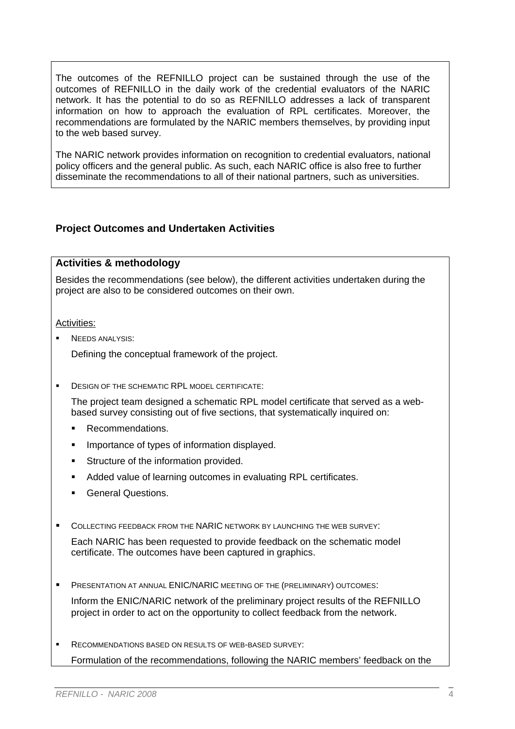The outcomes of the REFNILLO project can be sustained through the use of the outcomes of REFNILLO in the daily work of the credential evaluators of the NARIC network. It has the potential to do so as REFNILLO addresses a lack of transparent information on how to approach the evaluation of RPL certificates. Moreover, the recommendations are formulated by the NARIC members themselves, by providing input to the web based survey.

The NARIC network provides information on recognition to credential evaluators, national policy officers and the general public. As such, each NARIC office is also free to further disseminate the recommendations to all of their national partners, such as universities.

## Project Outcomes and Undertaken Activities

### Activities & methodology

Besides the recommendations (see below), the different activities undertaken during the project are also to be considered outcomes on their own.

Activities:

- NEEDS ANALYSIS:

  Defining the conceptual framework of the project.

- DESIGN OF THE SCHEMATIC RPL MODEL CERTIFICATE:

  The project team designed a schematic RPL model certificate that served as a web-based survey consisting out of five sections, that systematically inquired on:

  - Recommendations.
  - Importance of types of information displayed.
  - Structure of the information provided.
  - Added value of learning outcomes in evaluating RPL certificates.
  - General Questions.

- COLLECTING FEEDBACK FROM THE NARIC NETWORK BY LAUNCHING THE WEB SURVEY:

  Each NARIC has been requested to provide feedback on the schematic model certificate. The outcomes have been captured in graphics.

- PRESENTATION AT ANNUAL ENIC/NARIC MEETING OF THE (PRELIMINARY) OUTCOMES:

  Inform the ENIC/NARIC network of the preliminary project results of the REFNILLO project in order to act on the opportunity to collect feedback from the network.

- RECOMMENDATIONS BASED ON RESULTS OF WEB-BASED SURVEY:

  Formulation of the recommendations, following the NARIC members' feedback on the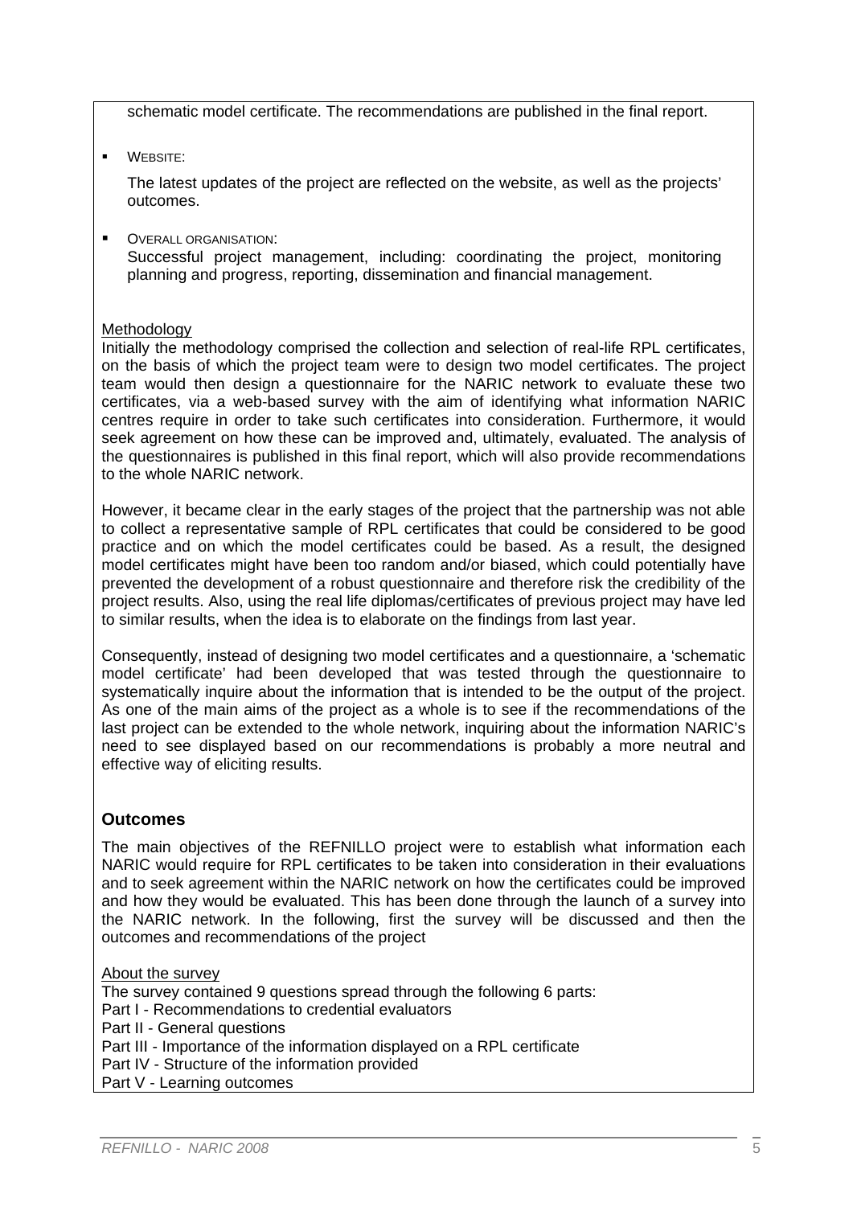schematic model certificate. The recommendations are published in the final report.

- WEBSITE:

  The latest updates of the project are reflected on the website, as well as the projects' outcomes.

- OVERALL ORGANISATION:
  Successful project management, including: coordinating the project, monitoring planning and progress, reporting, dissemination and financial management.

Methodology

Initially the methodology comprised the collection and selection of real-life RPL certificates, on the basis of which the project team were to design two model certificates. The project team would then design a questionnaire for the NARIC network to evaluate these two certificates, via a web-based survey with the aim of identifying what information NARIC centres require in order to take such certificates into consideration. Furthermore, it would seek agreement on how these can be improved and, ultimately, evaluated. The analysis of the questionnaires is published in this final report, which will also provide recommendations to the whole NARIC network.

However, it became clear in the early stages of the project that the partnership was not able to collect a representative sample of RPL certificates that could be considered to be good practice and on which the model certificates could be based. As a result, the designed model certificates might have been too random and/or biased, which could potentially have prevented the development of a robust questionnaire and therefore risk the credibility of the project results. Also, using the real life diplomas/certificates of previous project may have led to similar results, when the idea is to elaborate on the findings from last year.

Consequently, instead of designing two model certificates and a questionnaire, a 'schematic model certificate' had been developed that was tested through the questionnaire to systematically inquire about the information that is intended to be the output of the project. As one of the main aims of the project as a whole is to see if the recommendations of the last project can be extended to the whole network, inquiring about the information NARIC's need to see displayed based on our recommendations is probably a more neutral and effective way of eliciting results.

## Outcomes

The main objectives of the REFNILLO project were to establish what information each NARIC would require for RPL certificates to be taken into consideration in their evaluations and to seek agreement within the NARIC network on how the certificates could be improved and how they would be evaluated. This has been done through the launch of a survey into the NARIC network. In the following, first the survey will be discussed and then the outcomes and recommendations of the project

About the survey

The survey contained 9 questions spread through the following 6 parts:
Part I - Recommendations to credential evaluators
Part II - General questions
Part III - Importance of the information displayed on a RPL certificate
Part IV - Structure of the information provided
Part V - Learning outcomes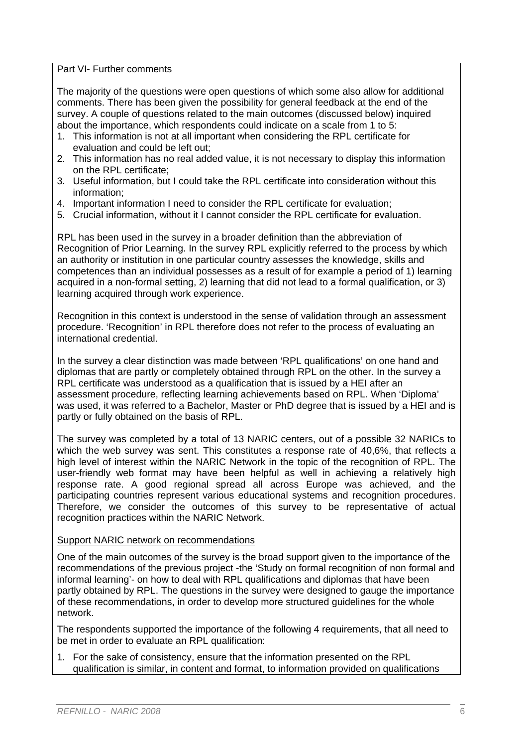Part VI- Further comments

The majority of the questions were open questions of which some also allow for additional comments. There has been given the possibility for general feedback at the end of the survey. A couple of questions related to the main outcomes (discussed below) inquired about the importance, which respondents could indicate on a scale from 1 to 5:

1. This information is not at all important when considering the RPL certificate for evaluation and could be left out;
2. This information has no real added value, it is not necessary to display this information on the RPL certificate;
3. Useful information, but I could take the RPL certificate into consideration without this information;
4. Important information I need to consider the RPL certificate for evaluation;
5. Crucial information, without it I cannot consider the RPL certificate for evaluation.

RPL has been used in the survey in a broader definition than the abbreviation of Recognition of Prior Learning. In the survey RPL explicitly referred to the process by which an authority or institution in one particular country assesses the knowledge, skills and competences than an individual possesses as a result of for example a period of 1) learning acquired in a non-formal setting, 2) learning that did not lead to a formal qualification, or 3) learning acquired through work experience.

Recognition in this context is understood in the sense of validation through an assessment procedure. 'Recognition' in RPL therefore does not refer to the process of evaluating an international credential.

In the survey a clear distinction was made between 'RPL qualifications' on one hand and diplomas that are partly or completely obtained through RPL on the other. In the survey a RPL certificate was understood as a qualification that is issued by a HEI after an assessment procedure, reflecting learning achievements based on RPL. When 'Diploma' was used, it was referred to a Bachelor, Master or PhD degree that is issued by a HEI and is partly or fully obtained on the basis of RPL.

The survey was completed by a total of 13 NARIC centers, out of a possible 32 NARICs to which the web survey was sent. This constitutes a response rate of 40,6%, that reflects a high level of interest within the NARIC Network in the topic of the recognition of RPL. The user-friendly web format may have been helpful as well in achieving a relatively high response rate. A good regional spread all across Europe was achieved, and the participating countries represent various educational systems and recognition procedures. Therefore, we consider the outcomes of this survey to be representative of actual recognition practices within the NARIC Network.

Support NARIC network on recommendations

One of the main outcomes of the survey is the broad support given to the importance of the recommendations of the previous project -the 'Study on formal recognition of non formal and informal learning'- on how to deal with RPL qualifications and diplomas that have been partly obtained by RPL. The questions in the survey were designed to gauge the importance of these recommendations, in order to develop more structured guidelines for the whole network.

The respondents supported the importance of the following 4 requirements, that all need to be met in order to evaluate an RPL qualification:

1. For the sake of consistency, ensure that the information presented on the RPL qualification is similar, in content and format, to information provided on qualifications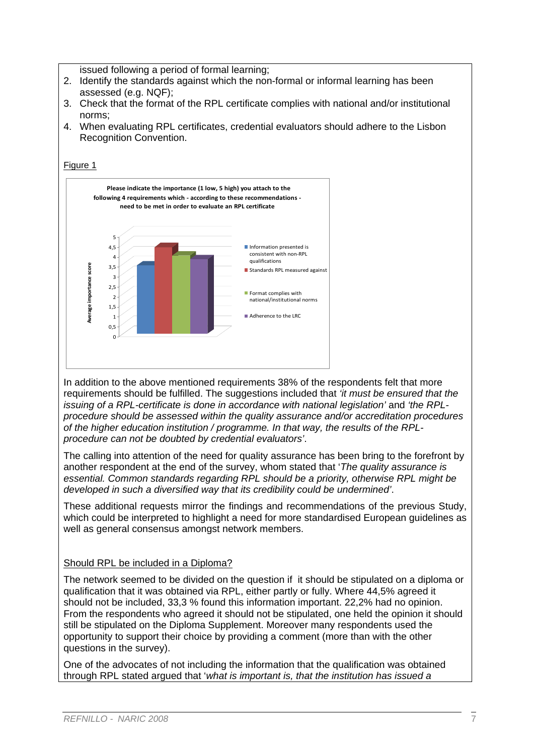issued following a period of formal learning;
2. Identify the standards against which the non-formal or informal learning has been assessed (e.g. NQF);
3. Check that the format of the RPL certificate complies with national and/or institutional norms;
4. When evaluating RPL certificates, credential evaluators should adhere to the Lisbon Recognition Convention.

Figure 1

**Please indicate the importance (1 low, 5 high) you attach to the following 4 requirements which - according to these recommendations - need to be met in order to evaluate an RPL certificate**

Average importance score

- Information presented is consistent with non-RPL qualifications
- Standards RPL measured against
- Format complies with national/institutional norms
- Adherence to the LRC

In addition to the above mentioned requirements 38% of the respondents felt that more requirements should be fulfilled. The suggestions included that *'it must be ensured that the issuing of a RPL-certificate is done in accordance with national legislation'* and *'the RPL-procedure should be assessed within the quality assurance and/or accreditation procedures of the higher education institution / programme. In that way, the results of the RPL-procedure can not be doubted by credential evaluators'*.

The calling into attention of the need for quality assurance has been bring to the forefront by another respondent at the end of the survey, whom stated that '*The quality assurance is essential. Common standards regarding RPL should be a priority, otherwise RPL might be developed in such a diversified way that its credibility could be undermined'*.

These additional requests mirror the findings and recommendations of the previous Study, which could be interpreted to highlight a need for more standardised European guidelines as well as general consensus amongst network members.

## Should RPL be included in a Diploma?

The network seemed to be divided on the question if it should be stipulated on a diploma or qualification that it was obtained via RPL, either partly or fully. Where 44,5% agreed it should not be included, 33,3 % found this information important. 22,2% had no opinion. From the respondents who agreed it should not be stipulated, one held the opinion it should still be stipulated on the Diploma Supplement. Moreover many respondents used the opportunity to support their choice by providing a comment (more than with the other questions in the survey).

One of the advocates of not including the information that the qualification was obtained through RPL stated argued that '*what is important is, that the institution has issued a*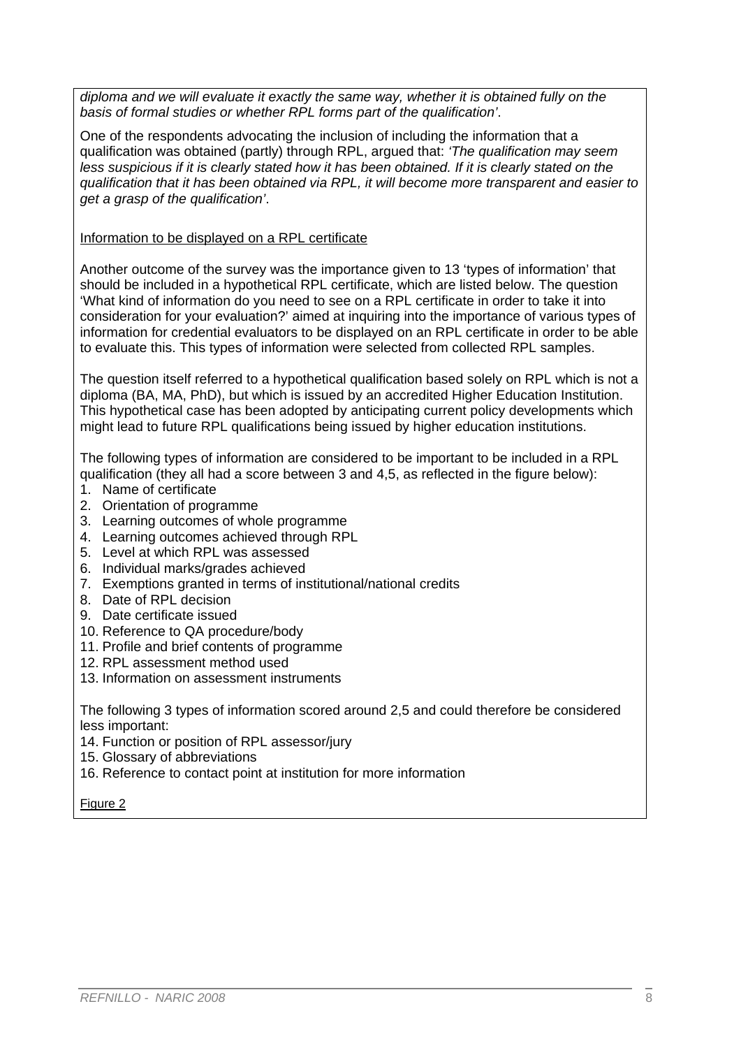*diploma and we will evaluate it exactly the same way, whether it is obtained fully on the basis of formal studies or whether RPL forms part of the qualification'*.

One of the respondents advocating the inclusion of including the information that a qualification was obtained (partly) through RPL, argued that: *'The qualification may seem less suspicious if it is clearly stated how it has been obtained. If it is clearly stated on the qualification that it has been obtained via RPL, it will become more transparent and easier to get a grasp of the qualification'*.

Information to be displayed on a RPL certificate

Another outcome of the survey was the importance given to 13 'types of information' that should be included in a hypothetical RPL certificate, which are listed below. The question 'What kind of information do you need to see on a RPL certificate in order to take it into consideration for your evaluation?' aimed at inquiring into the importance of various types of information for credential evaluators to be displayed on an RPL certificate in order to be able to evaluate this. This types of information were selected from collected RPL samples.

The question itself referred to a hypothetical qualification based solely on RPL which is not a diploma (BA, MA, PhD), but which is issued by an accredited Higher Education Institution. This hypothetical case has been adopted by anticipating current policy developments which might lead to future RPL qualifications being issued by higher education institutions.

The following types of information are considered to be important to be included in a RPL qualification (they all had a score between 3 and 4,5, as reflected in the figure below):

1. Name of certificate
2. Orientation of programme
3. Learning outcomes of whole programme
4. Learning outcomes achieved through RPL
5. Level at which RPL was assessed
6. Individual marks/grades achieved
7. Exemptions granted in terms of institutional/national credits
8. Date of RPL decision
9. Date certificate issued
10. Reference to QA procedure/body
11. Profile and brief contents of programme
12. RPL assessment method used
13. Information on assessment instruments

The following 3 types of information scored around 2,5 and could therefore be considered less important:

14. Function or position of RPL assessor/jury
15. Glossary of abbreviations
16. Reference to contact point at institution for more information

Figure 2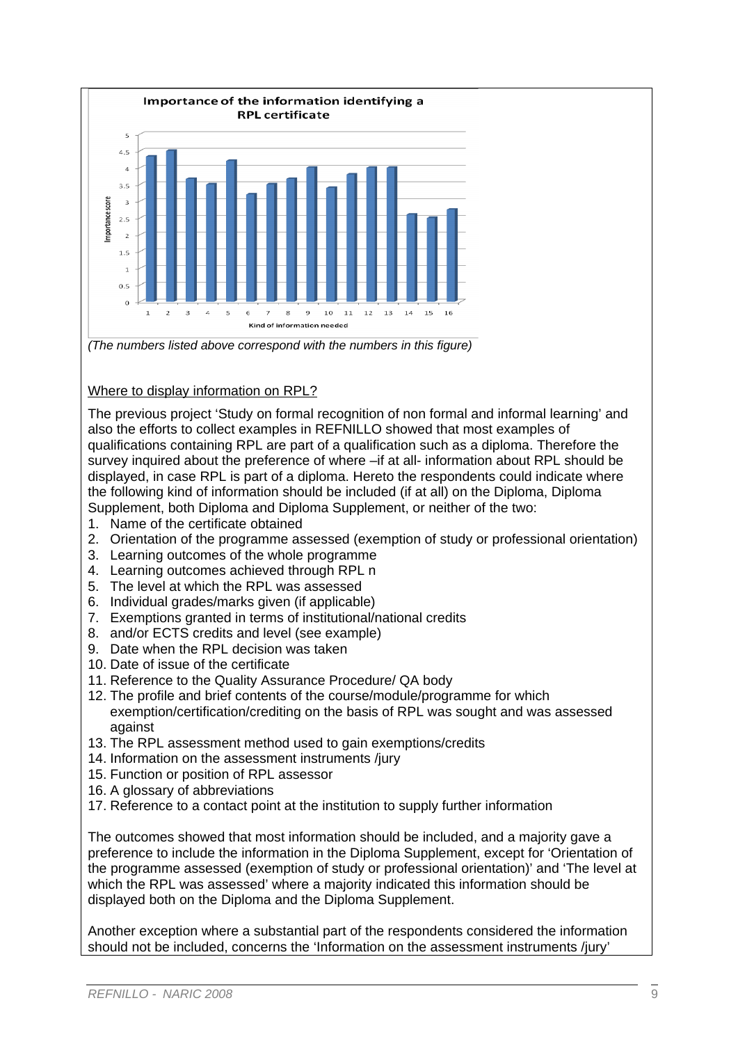**Importance of the information identifying a RPL certificate**

| Kind of information needed | Importance score |
|---|---|
| 1 | 4.3 |
| 2 | 4.5 |
| 3 | 3.65 |
| 4 | 3.5 |
| 5 | 4.2 |
| 6 | 3.2 |
| 7 | 3.5 |
| 8 | 3.65 |
| 9 | 4 |
| 10 | 3.4 |
| 11 | 3.8 |
| 12 | 4 |
| 13 | 4 |
| 14 | 2.6 |
| 15 | 2.5 |
| 16 | 2.75 |

*(The numbers listed above correspond with the numbers in this figure)*

<u>Where to display information on RPL?</u>

The previous project 'Study on formal recognition of non formal and informal learning' and also the efforts to collect examples in REFNILLO showed that most examples of qualifications containing RPL are part of a qualification such as a diploma. Therefore the survey inquired about the preference of where –if at all- information about RPL should be displayed, in case RPL is part of a diploma. Hereto the respondents could indicate where the following kind of information should be included (if at all) on the Diploma, Diploma Supplement, both Diploma and Diploma Supplement, or neither of the two:

1. Name of the certificate obtained
2. Orientation of the programme assessed (exemption of study or professional orientation)
3. Learning outcomes of the whole programme
4. Learning outcomes achieved through RPL n
5. The level at which the RPL was assessed
6. Individual grades/marks given (if applicable)
7. Exemptions granted in terms of institutional/national credits
8. and/or ECTS credits and level (see example)
9. Date when the RPL decision was taken
10. Date of issue of the certificate
11. Reference to the Quality Assurance Procedure/ QA body
12. The profile and brief contents of the course/module/programme for which exemption/certification/crediting on the basis of RPL was sought and was assessed against
13. The RPL assessment method used to gain exemptions/credits
14. Information on the assessment instruments /jury
15. Function or position of RPL assessor
16. A glossary of abbreviations
17. Reference to a contact point at the institution to supply further information

The outcomes showed that most information should be included, and a majority gave a preference to include the information in the Diploma Supplement, except for 'Orientation of the programme assessed (exemption of study or professional orientation)' and 'The level at which the RPL was assessed' where a majority indicated this information should be displayed both on the Diploma and the Diploma Supplement.

Another exception where a substantial part of the respondents considered the information should not be included, concerns the 'Information on the assessment instruments /jury'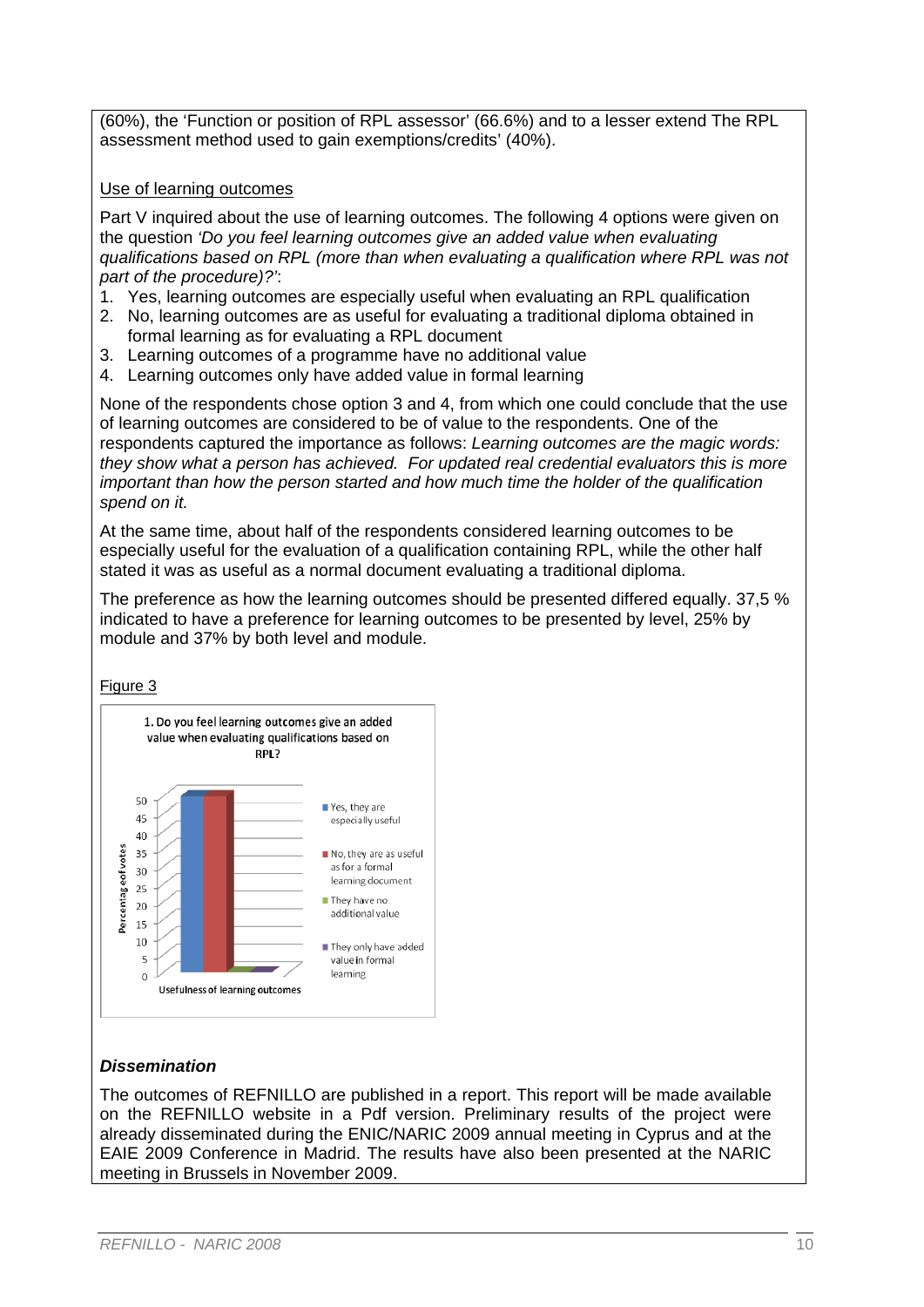(60%), the 'Function or position of RPL assessor' (66.6%) and to a lesser extend The RPL assessment method used to gain exemptions/credits' (40%).

Use of learning outcomes

Part V inquired about the use of learning outcomes. The following 4 options were given on the question *'Do you feel learning outcomes give an added value when evaluating qualifications based on RPL (more than when evaluating a qualification where RPL was not part of the procedure)?'*:

1. Yes, learning outcomes are especially useful when evaluating an RPL qualification
2. No, learning outcomes are as useful for evaluating a traditional diploma obtained in formal learning as for evaluating a RPL document
3. Learning outcomes of a programme have no additional value
4. Learning outcomes only have added value in formal learning

None of the respondents chose option 3 and 4, from which one could conclude that the use of learning outcomes are considered to be of value to the respondents. One of the respondents captured the importance as follows: *Learning outcomes are the magic words: they show what a person has achieved. For updated real credential evaluators this is more important than how the person started and how much time the holder of the qualification spend on it.*

At the same time, about half of the respondents considered learning outcomes to be especially useful for the evaluation of a qualification containing RPL, while the other half stated it was as useful as a normal document evaluating a traditional diploma.

The preference as how the learning outcomes should be presented differed equally. 37,5 % indicated to have a preference for learning outcomes to be presented by level, 25% by module and 37% by both level and module.

Figure 3

1. Do you feel learning outcomes give an added value when evaluating qualifications based on RPL?

| Usefulness of learning outcomes | Percentage of votes |
|---|---|
| Yes, they are especially useful | 50 |
| No, they are as useful as for a formal learning document | 50 |
| They have no additional value | 0 |
| They only have added value in formal learning | 0 |

### *Dissemination*

The outcomes of REFNILLO are published in a report. This report will be made available on the REFNILLO website in a Pdf version. Preliminary results of the project were already disseminated during the ENIC/NARIC 2009 annual meeting in Cyprus and at the EAIE 2009 Conference in Madrid. The results have also been presented at the NARIC meeting in Brussels in November 2009.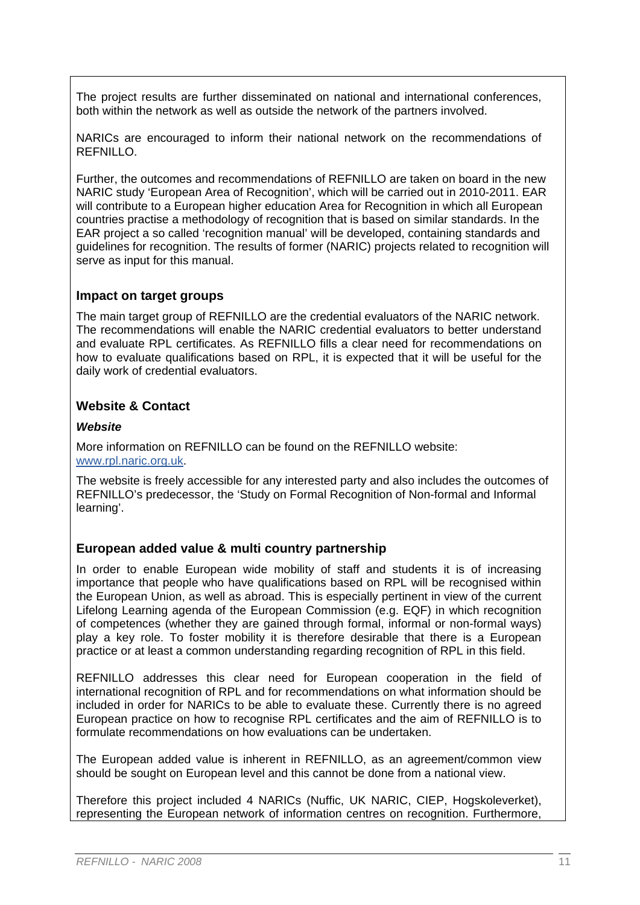The project results are further disseminated on national and international conferences, both within the network as well as outside the network of the partners involved.

NARICs are encouraged to inform their national network on the recommendations of REFNILLO.

Further, the outcomes and recommendations of REFNILLO are taken on board in the new NARIC study 'European Area of Recognition', which will be carried out in 2010-2011. EAR will contribute to a European higher education Area for Recognition in which all European countries practise a methodology of recognition that is based on similar standards. In the EAR project a so called 'recognition manual' will be developed, containing standards and guidelines for recognition. The results of former (NARIC) projects related to recognition will serve as input for this manual.

## Impact on target groups

The main target group of REFNILLO are the credential evaluators of the NARIC network. The recommendations will enable the NARIC credential evaluators to better understand and evaluate RPL certificates. As REFNILLO fills a clear need for recommendations on how to evaluate qualifications based on RPL, it is expected that it will be useful for the daily work of credential evaluators.

## Website & Contact

### *Website*

More information on REFNILLO can be found on the REFNILLO website: www.rpl.naric.org.uk.

The website is freely accessible for any interested party and also includes the outcomes of REFNILLO's predecessor, the 'Study on Formal Recognition of Non-formal and Informal learning'.

## European added value & multi country partnership

In order to enable European wide mobility of staff and students it is of increasing importance that people who have qualifications based on RPL will be recognised within the European Union, as well as abroad. This is especially pertinent in view of the current Lifelong Learning agenda of the European Commission (e.g. EQF) in which recognition of competences (whether they are gained through formal, informal or non-formal ways) play a key role. To foster mobility it is therefore desirable that there is a European practice or at least a common understanding regarding recognition of RPL in this field.

REFNILLO addresses this clear need for European cooperation in the field of international recognition of RPL and for recommendations on what information should be included in order for NARICs to be able to evaluate these. Currently there is no agreed European practice on how to recognise RPL certificates and the aim of REFNILLO is to formulate recommendations on how evaluations can be undertaken.

The European added value is inherent in REFNILLO, as an agreement/common view should be sought on European level and this cannot be done from a national view.

Therefore this project included 4 NARICs (Nuffic, UK NARIC, CIEP, Hogskoleverket), representing the European network of information centres on recognition. Furthermore,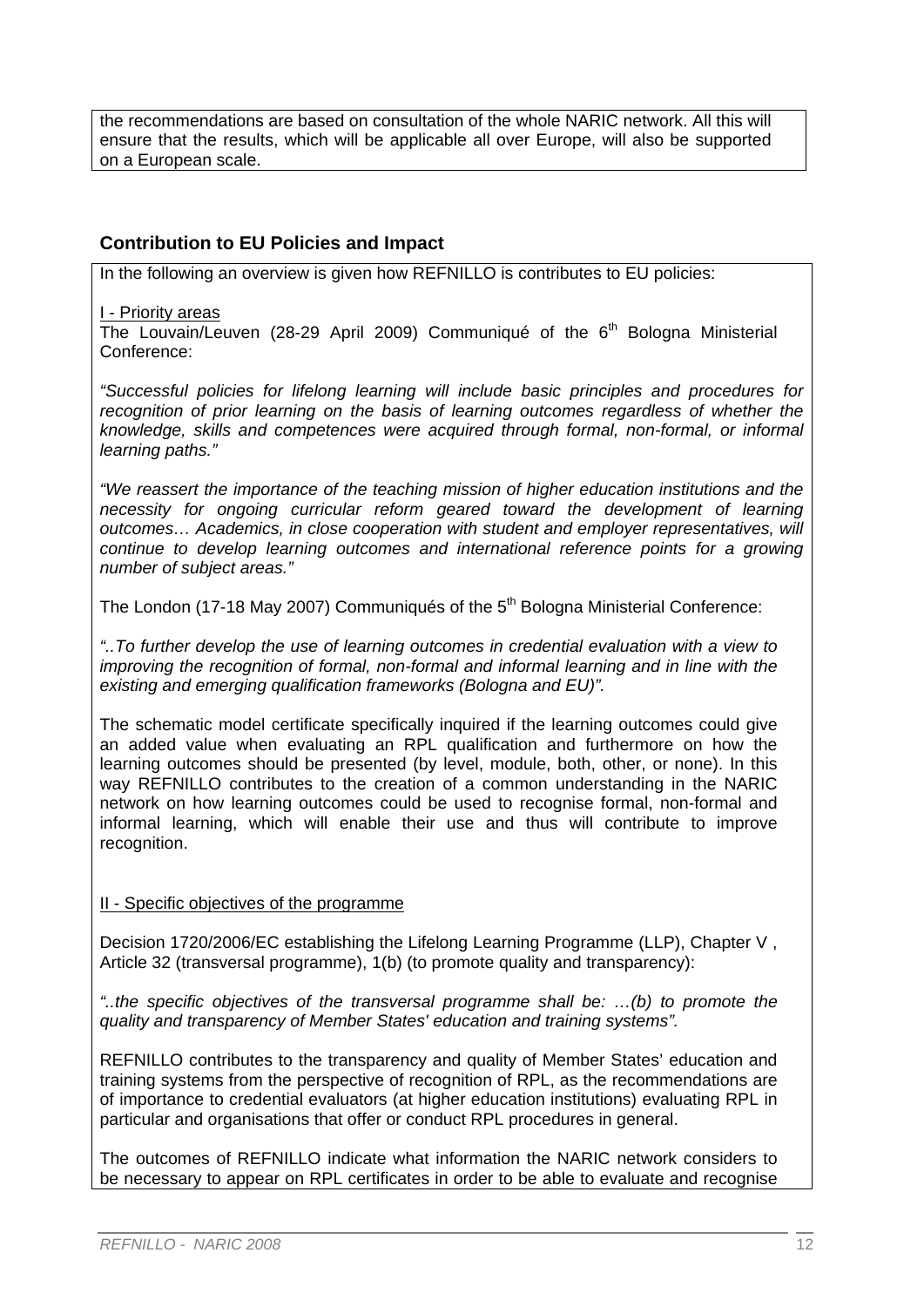the recommendations are based on consultation of the whole NARIC network. All this will ensure that the results, which will be applicable all over Europe, will also be supported on a European scale.

## Contribution to EU Policies and Impact

In the following an overview is given how REFNILLO is contributes to EU policies:

I - Priority areas

The Louvain/Leuven (28-29 April 2009) Communiqué of the 6th Bologna Ministerial Conference:

*"Successful policies for lifelong learning will include basic principles and procedures for recognition of prior learning on the basis of learning outcomes regardless of whether the knowledge, skills and competences were acquired through formal, non-formal, or informal learning paths."*

*"We reassert the importance of the teaching mission of higher education institutions and the necessity for ongoing curricular reform geared toward the development of learning outcomes… Academics, in close cooperation with student and employer representatives, will continue to develop learning outcomes and international reference points for a growing number of subject areas."*

The London (17-18 May 2007) Communiqués of the 5th Bologna Ministerial Conference:

*"..To further develop the use of learning outcomes in credential evaluation with a view to improving the recognition of formal, non-formal and informal learning and in line with the existing and emerging qualification frameworks (Bologna and EU)".*

The schematic model certificate specifically inquired if the learning outcomes could give an added value when evaluating an RPL qualification and furthermore on how the learning outcomes should be presented (by level, module, both, other, or none). In this way REFNILLO contributes to the creation of a common understanding in the NARIC network on how learning outcomes could be used to recognise formal, non-formal and informal learning, which will enable their use and thus will contribute to improve recognition.

II - Specific objectives of the programme

Decision 1720/2006/EC establishing the Lifelong Learning Programme (LLP), Chapter V , Article 32 (transversal programme), 1(b) (to promote quality and transparency):

*"..the specific objectives of the transversal programme shall be: …(b) to promote the quality and transparency of Member States' education and training systems".*

REFNILLO contributes to the transparency and quality of Member States' education and training systems from the perspective of recognition of RPL, as the recommendations are of importance to credential evaluators (at higher education institutions) evaluating RPL in particular and organisations that offer or conduct RPL procedures in general.

The outcomes of REFNILLO indicate what information the NARIC network considers to be necessary to appear on RPL certificates in order to be able to evaluate and recognise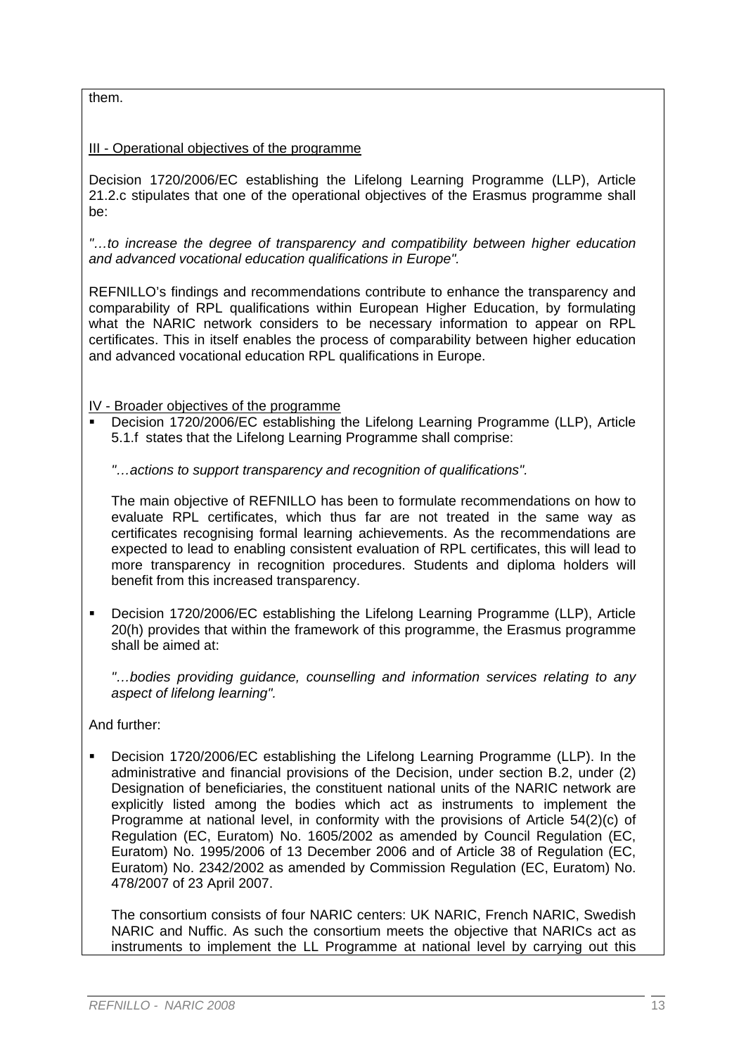them.

III - Operational objectives of the programme

Decision 1720/2006/EC establishing the Lifelong Learning Programme (LLP), Article 21.2.c stipulates that one of the operational objectives of the Erasmus programme shall be:

*"…to increase the degree of transparency and compatibility between higher education and advanced vocational education qualifications in Europe".*

REFNILLO's findings and recommendations contribute to enhance the transparency and comparability of RPL qualifications within European Higher Education, by formulating what the NARIC network considers to be necessary information to appear on RPL certificates. This in itself enables the process of comparability between higher education and advanced vocational education RPL qualifications in Europe.

IV - Broader objectives of the programme

- Decision 1720/2006/EC establishing the Lifelong Learning Programme (LLP), Article 5.1.f states that the Lifelong Learning Programme shall comprise:

  *"…actions to support transparency and recognition of qualifications".*

  The main objective of REFNILLO has been to formulate recommendations on how to evaluate RPL certificates, which thus far are not treated in the same way as certificates recognising formal learning achievements. As the recommendations are expected to lead to enabling consistent evaluation of RPL certificates, this will lead to more transparency in recognition procedures. Students and diploma holders will benefit from this increased transparency.

- Decision 1720/2006/EC establishing the Lifelong Learning Programme (LLP), Article 20(h) provides that within the framework of this programme, the Erasmus programme shall be aimed at:

  *"…bodies providing guidance, counselling and information services relating to any aspect of lifelong learning".*

And further:

- Decision 1720/2006/EC establishing the Lifelong Learning Programme (LLP). In the administrative and financial provisions of the Decision, under section B.2, under (2) Designation of beneficiaries, the constituent national units of the NARIC network are explicitly listed among the bodies which act as instruments to implement the Programme at national level, in conformity with the provisions of Article 54(2)(c) of Regulation (EC, Euratom) No. 1605/2002 as amended by Council Regulation (EC, Euratom) No. 1995/2006 of 13 December 2006 and of Article 38 of Regulation (EC, Euratom) No. 2342/2002 as amended by Commission Regulation (EC, Euratom) No. 478/2007 of 23 April 2007.

  The consortium consists of four NARIC centers: UK NARIC, French NARIC, Swedish NARIC and Nuffic. As such the consortium meets the objective that NARICs act as instruments to implement the LL Programme at national level by carrying out this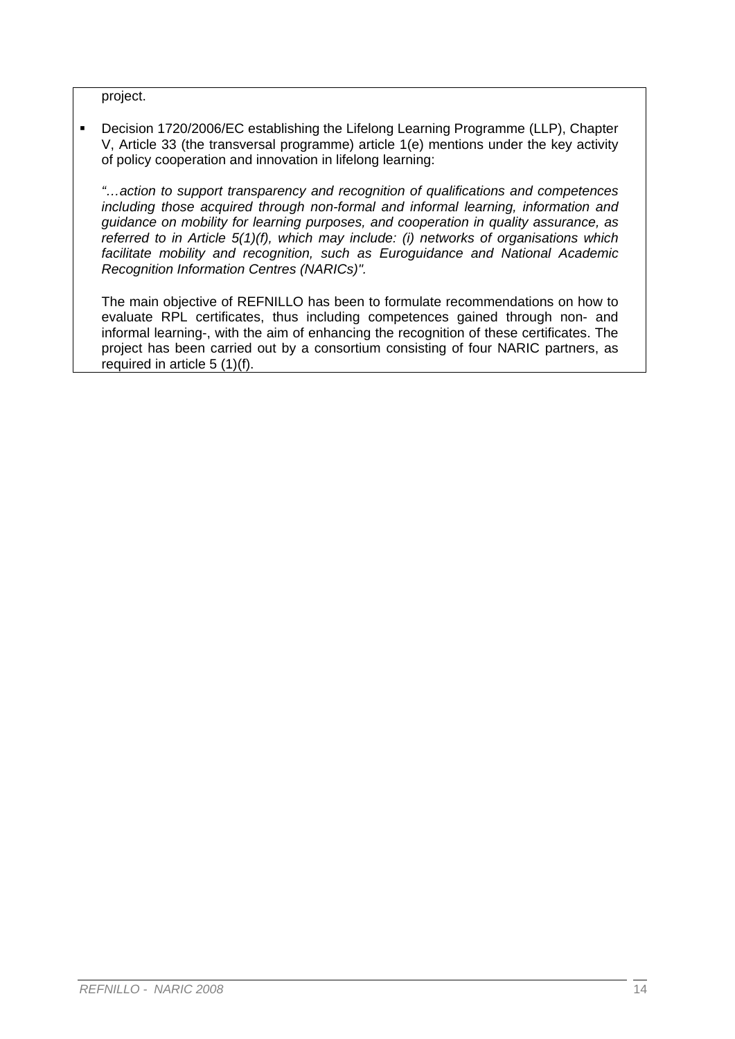project.

- Decision 1720/2006/EC establishing the Lifelong Learning Programme (LLP), Chapter V, Article 33 (the transversal programme) article 1(e) mentions under the key activity of policy cooperation and innovation in lifelong learning:

  *"…action to support transparency and recognition of qualifications and competences including those acquired through non-formal and informal learning, information and guidance on mobility for learning purposes, and cooperation in quality assurance, as referred to in Article 5(1)(f), which may include: (i) networks of organisations which facilitate mobility and recognition, such as Euroguidance and National Academic Recognition Information Centres (NARICs)".*

  The main objective of REFNILLO has been to formulate recommendations on how to evaluate RPL certificates, thus including competences gained through non- and informal learning-, with the aim of enhancing the recognition of these certificates. The project has been carried out by a consortium consisting of four NARIC partners, as required in article 5 (1)(f).